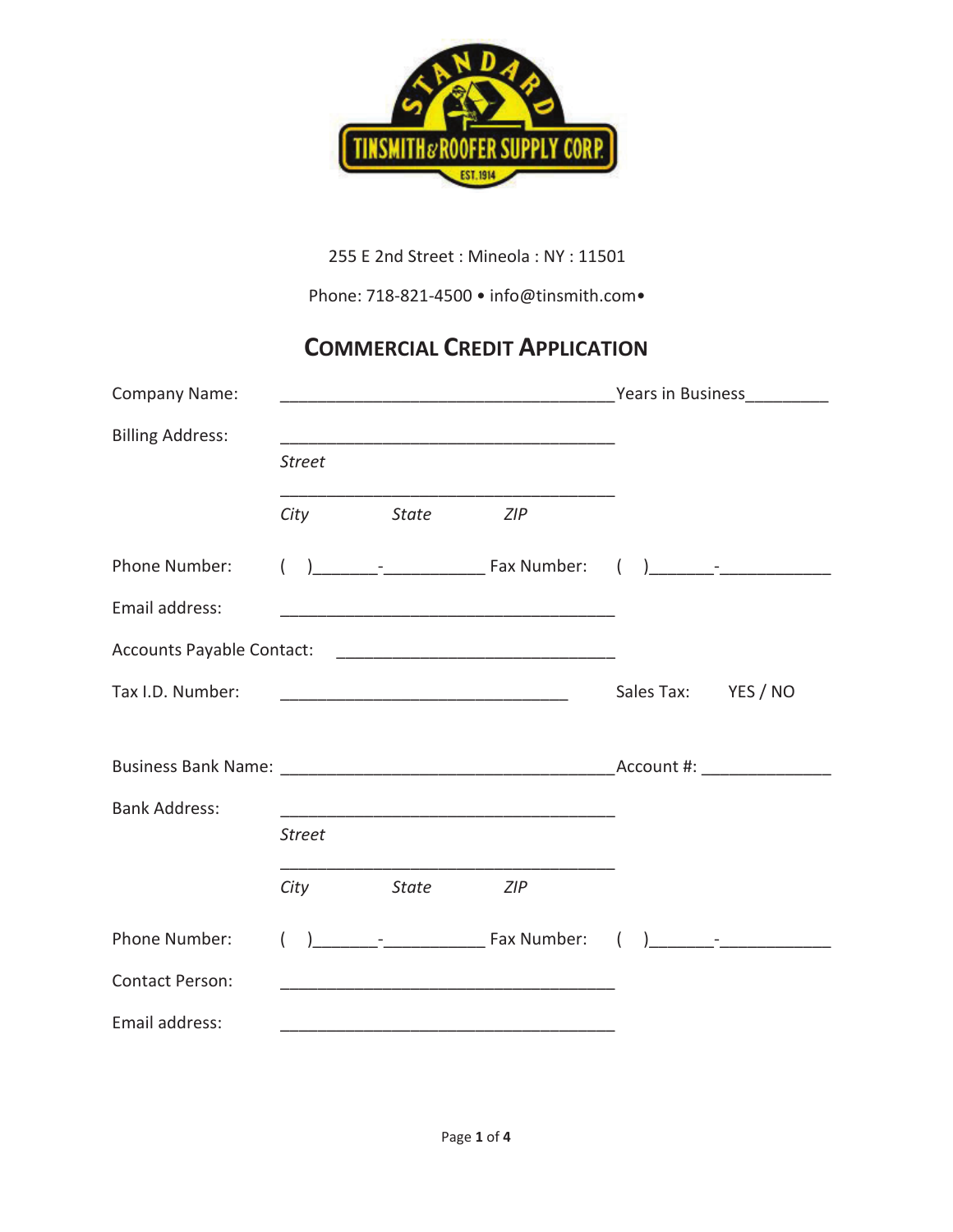STANDARD TINSMITH & ROOFER SUPPLY CORP. EST. 1914

255 E 2nd Street : Mineola : NY : 11501

Phone: 718-821-4500 • info@tinsmith.com•

# COMMERCIAL CREDIT APPLICATION

Company Name: ____________________________________ Years in Business_________

Billing Address: ____________________________________
*Street*

____________________________________
*City* *State* *ZIP*

Phone Number: (    )_______-___________ Fax Number: (    )_______-____________

Email address: ____________________________________

Accounts Payable Contact: ______________________________

Tax I.D. Number: _______________________________ Sales Tax: YES / NO

Business Bank Name: ____________________________________ Account #: ______________

Bank Address: ____________________________________
*Street*

____________________________________
*City* *State* *ZIP*

Phone Number: (    )_______-___________ Fax Number: (    )_______-____________

Contact Person: ____________________________________

Email address: ____________________________________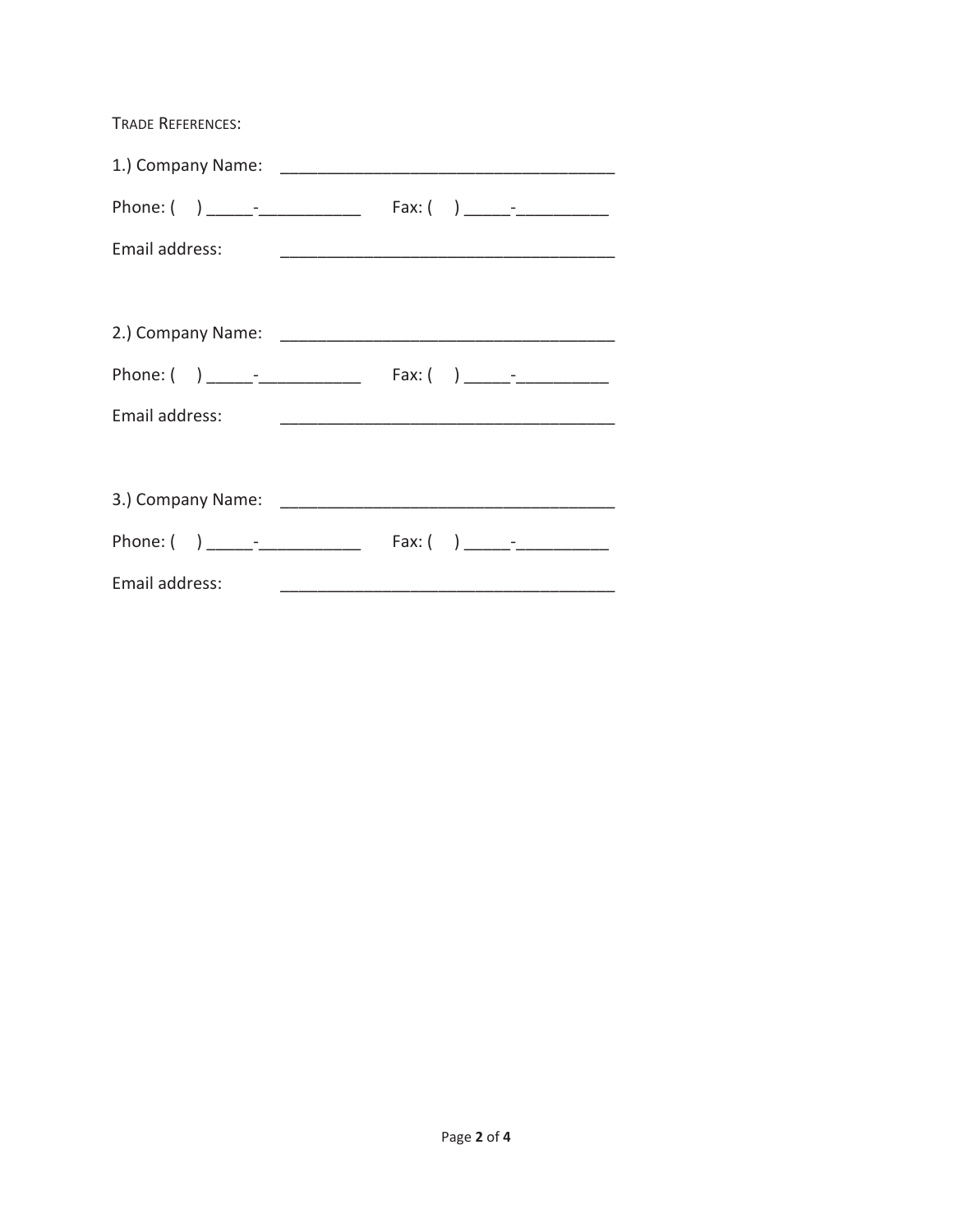TRADE REFERENCES:

1.) Company Name: ___________________________________

Phone: (    ) _____-___________    Fax: (    ) _____-__________

Email address: ___________________________________

2.) Company Name: ___________________________________

Phone: (    ) _____-___________    Fax: (    ) _____-__________

Email address: ___________________________________

3.) Company Name: ___________________________________

Phone: (    ) _____-___________    Fax: (    ) _____-__________

Email address: ___________________________________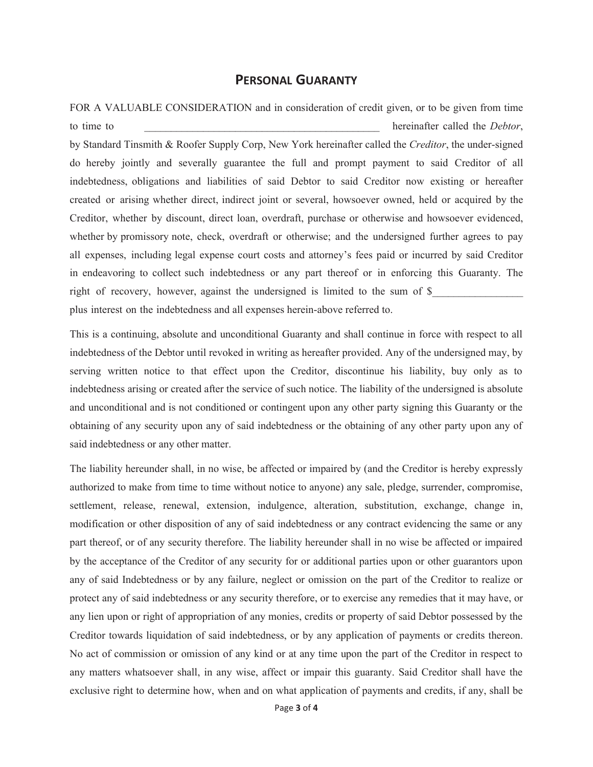## PERSONAL GUARANTY

FOR A VALUABLE CONSIDERATION and in consideration of credit given, or to be given from time to time to _____________________________________________ hereinafter called the *Debtor*, by Standard Tinsmith & Roofer Supply Corp, New York hereinafter called the *Creditor*, the under-signed do hereby jointly and severally guarantee the full and prompt payment to said Creditor of all indebtedness, obligations and liabilities of said Debtor to said Creditor now existing or hereafter created or arising whether direct, indirect joint or several, howsoever owned, held or acquired by the Creditor, whether by discount, direct loan, overdraft, purchase or otherwise and howsoever evidenced, whether by promissory note, check, overdraft or otherwise; and the undersigned further agrees to pay all expenses, including legal expense court costs and attorney's fees paid or incurred by said Creditor in endeavoring to collect such indebtedness or any part thereof or in enforcing this Guaranty. The right of recovery, however, against the undersigned is limited to the sum of $_________________ plus interest on the indebtedness and all expenses herein-above referred to.

This is a continuing, absolute and unconditional Guaranty and shall continue in force with respect to all indebtedness of the Debtor until revoked in writing as hereafter provided. Any of the undersigned may, by serving written notice to that effect upon the Creditor, discontinue his liability, buy only as to indebtedness arising or created after the service of such notice. The liability of the undersigned is absolute and unconditional and is not conditioned or contingent upon any other party signing this Guaranty or the obtaining of any security upon any of said indebtedness or the obtaining of any other party upon any of said indebtedness or any other matter.

The liability hereunder shall, in no wise, be affected or impaired by (and the Creditor is hereby expressly authorized to make from time to time without notice to anyone) any sale, pledge, surrender, compromise, settlement, release, renewal, extension, indulgence, alteration, substitution, exchange, change in, modification or other disposition of any of said indebtedness or any contract evidencing the same or any part thereof, or of any security therefore. The liability hereunder shall in no wise be affected or impaired by the acceptance of the Creditor of any security for or additional parties upon or other guarantors upon any of said Indebtedness or by any failure, neglect or omission on the part of the Creditor to realize or protect any of said indebtedness or any security therefore, or to exercise any remedies that it may have, or any lien upon or right of appropriation of any monies, credits or property of said Debtor possessed by the Creditor towards liquidation of said indebtedness, or by any application of payments or credits thereon. No act of commission or omission of any kind or at any time upon the part of the Creditor in respect to any matters whatsoever shall, in any wise, affect or impair this guaranty. Said Creditor shall have the exclusive right to determine how, when and on what application of payments and credits, if any, shall be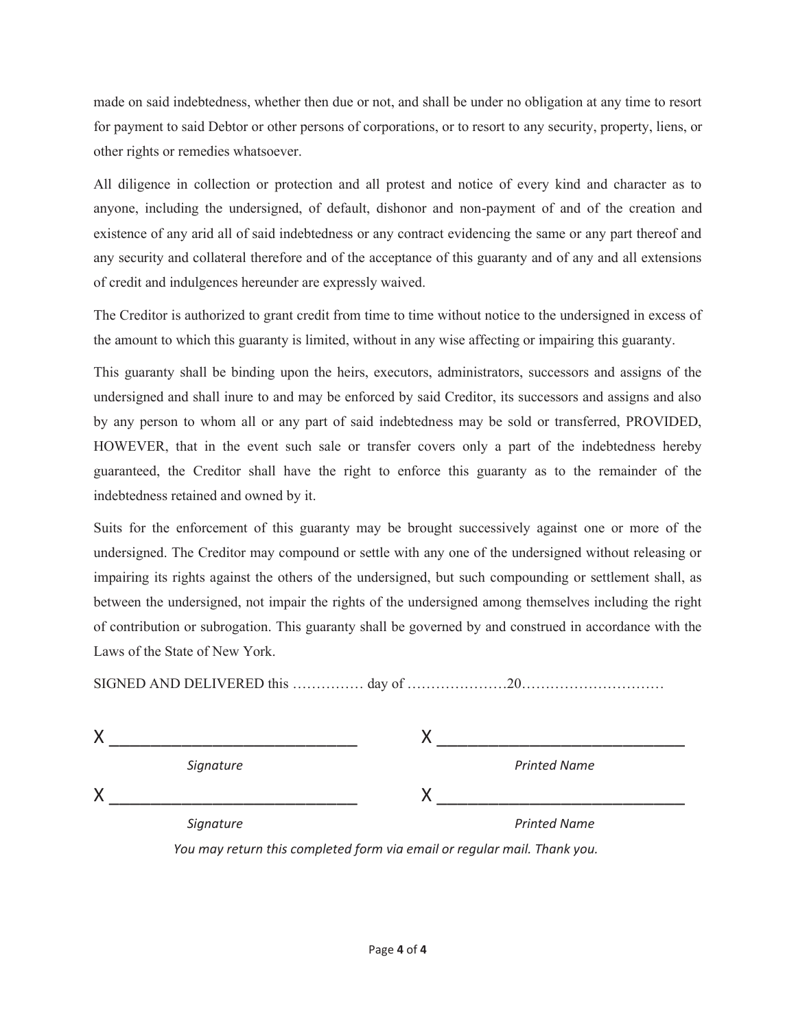made on said indebtedness, whether then due or not, and shall be under no obligation at any time to resort for payment to said Debtor or other persons of corporations, or to resort to any security, property, liens, or other rights or remedies whatsoever.

All diligence in collection or protection and all protest and notice of every kind and character as to anyone, including the undersigned, of default, dishonor and non-payment of and of the creation and existence of any arid all of said indebtedness or any contract evidencing the same or any part thereof and any security and collateral therefore and of the acceptance of this guaranty and of any and all extensions of credit and indulgences hereunder are expressly waived.

The Creditor is authorized to grant credit from time to time without notice to the undersigned in excess of the amount to which this guaranty is limited, without in any wise affecting or impairing this guaranty.

This guaranty shall be binding upon the heirs, executors, administrators, successors and assigns of the undersigned and shall inure to and may be enforced by said Creditor, its successors and assigns and also by any person to whom all or any part of said indebtedness may be sold or transferred, PROVIDED, HOWEVER, that in the event such sale or transfer covers only a part of the indebtedness hereby guaranteed, the Creditor shall have the right to enforce this guaranty as to the remainder of the indebtedness retained and owned by it.

Suits for the enforcement of this guaranty may be brought successively against one or more of the undersigned. The Creditor may compound or settle with any one of the undersigned without releasing or impairing its rights against the others of the undersigned, but such compounding or settlement shall, as between the undersigned, not impair the rights of the undersigned among themselves including the right of contribution or subrogation. This guaranty shall be governed by and construed in accordance with the Laws of the State of New York.

SIGNED AND DELIVERED this …………… day of …………………20…………………………

X ___________________________ X ___________________________

*Signature* *Printed Name*

X ___________________________ X ___________________________

*Signature* *Printed Name*

*You may return this completed form via email or regular mail. Thank you.*